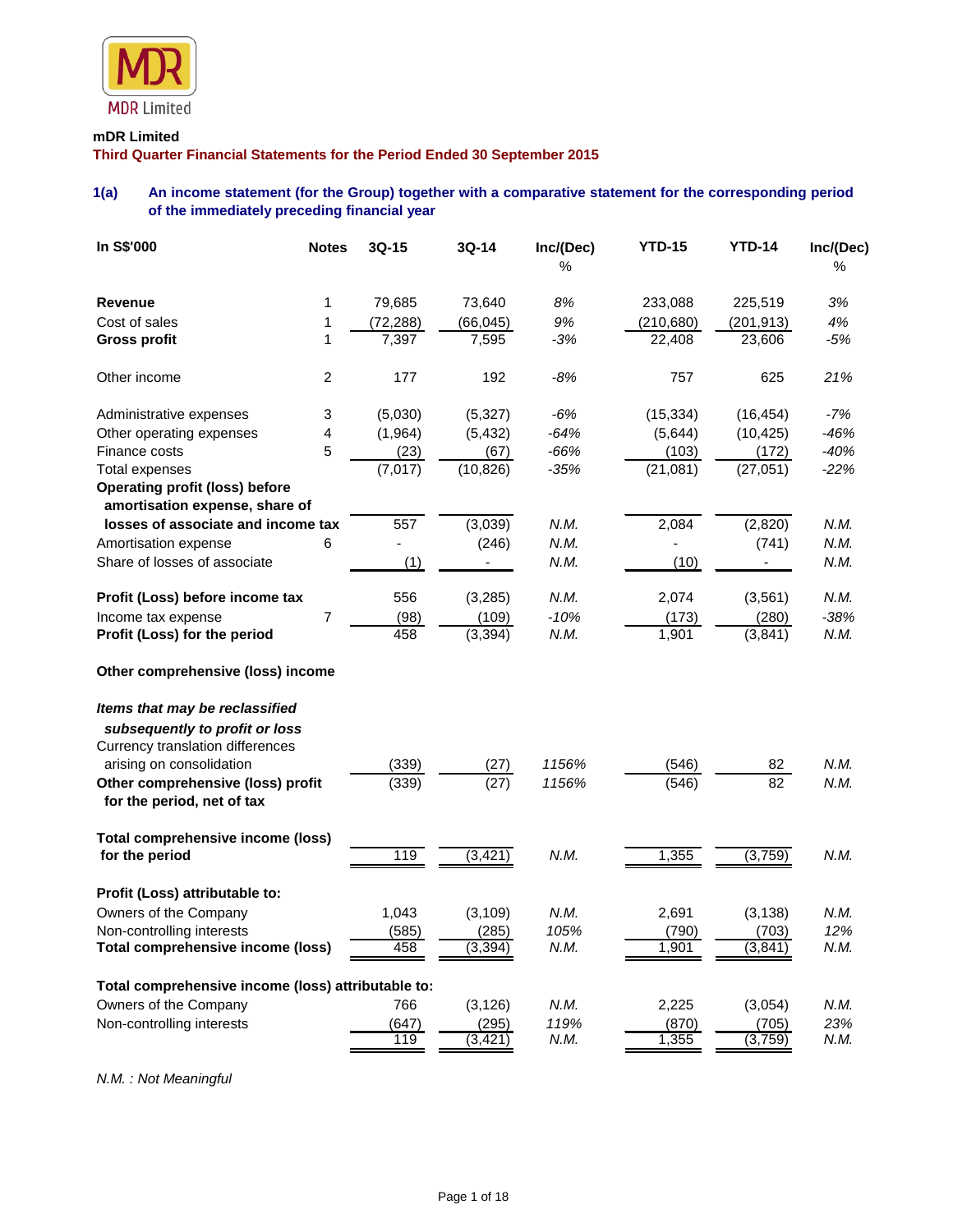MDR Limited

**mDR Limited**

**Third Quarter Financial Statements for the Period Ended 30 September 2015**

## 1(a) An income statement (for the Group) together with a comparative statement for the corresponding period of the immediately preceding financial year

| In S$'000 | Notes | 3Q-15 | 3Q-14 | Inc/(Dec) % | YTD-15 | YTD-14 | Inc/(Dec) % |
|---|---|---|---|---|---|---|---|
| **Revenue** | 1 | 79,685 | 73,640 | *8%* | 233,088 | 225,519 | *3%* |
| Cost of sales | 1 | (72,288) | (66,045) | *9%* | (210,680) | (201,913) | *4%* |
| **Gross profit** | 1 | 7,397 | 7,595 | *-3%* | 22,408 | 23,606 | *-5%* |
| Other income | 2 | 177 | 192 | *-8%* | 757 | 625 | *21%* |
| Administrative expenses | 3 | (5,030) | (5,327) | *-6%* | (15,334) | (16,454) | *-7%* |
| Other operating expenses | 4 | (1,964) | (5,432) | *-64%* | (5,644) | (10,425) | *-46%* |
| Finance costs | 5 | (23) | (67) | *-66%* | (103) | (172) | *-40%* |
| Total expenses | | (7,017) | (10,826) | *-35%* | (21,081) | (27,051) | *-22%* |
| **Operating profit (loss) before amortisation expense, share of losses of associate and income tax** | | 557 | (3,039) | *N.M.* | 2,084 | (2,820) | *N.M.* |
| Amortisation expense | 6 | - | (246) | *N.M.* | - | (741) | *N.M.* |
| Share of losses of associate | | (1) | - | *N.M.* | (10) | - | *N.M.* |
| **Profit (Loss) before income tax** | | 556 | (3,285) | *N.M.* | 2,074 | (3,561) | *N.M.* |
| Income tax expense | 7 | (98) | (109) | *-10%* | (173) | (280) | *-38%* |
| **Profit (Loss) for the period** | | 458 | (3,394) | *N.M.* | 1,901 | (3,841) | *N.M.* |
| **Other comprehensive (loss) income** | | | | | | | |
| ***Items that may be reclassified subsequently to profit or loss*** | | | | | | | |
| Currency translation differences arising on consolidation | | (339) | (27) | *1156%* | (546) | 82 | *N.M.* |
| **Other comprehensive (loss) profit for the period, net of tax** | | (339) | (27) | *1156%* | (546) | 82 | *N.M.* |
| **Total comprehensive income (loss) for the period** | | 119 | (3,421) | *N.M.* | 1,355 | (3,759) | *N.M.* |
| **Profit (Loss) attributable to:** | | | | | | | |
| Owners of the Company | | 1,043 | (3,109) | *N.M.* | 2,691 | (3,138) | *N.M.* |
| Non-controlling interests | | (585) | (285) | *105%* | (790) | (703) | *12%* |
| **Total comprehensive income (loss)** | | 458 | (3,394) | *N.M.* | 1,901 | (3,841) | *N.M.* |
| **Total comprehensive income (loss) attributable to:** | | | | | | | |
| Owners of the Company | | 766 | (3,126) | *N.M.* | 2,225 | (3,054) | *N.M.* |
| Non-controlling interests | | (647) | (295) | *119%* | (870) | (705) | *23%* |
| | | 119 | (3,421) | *N.M.* | 1,355 | (3,759) | *N.M.* |

*N.M. : Not Meaningful*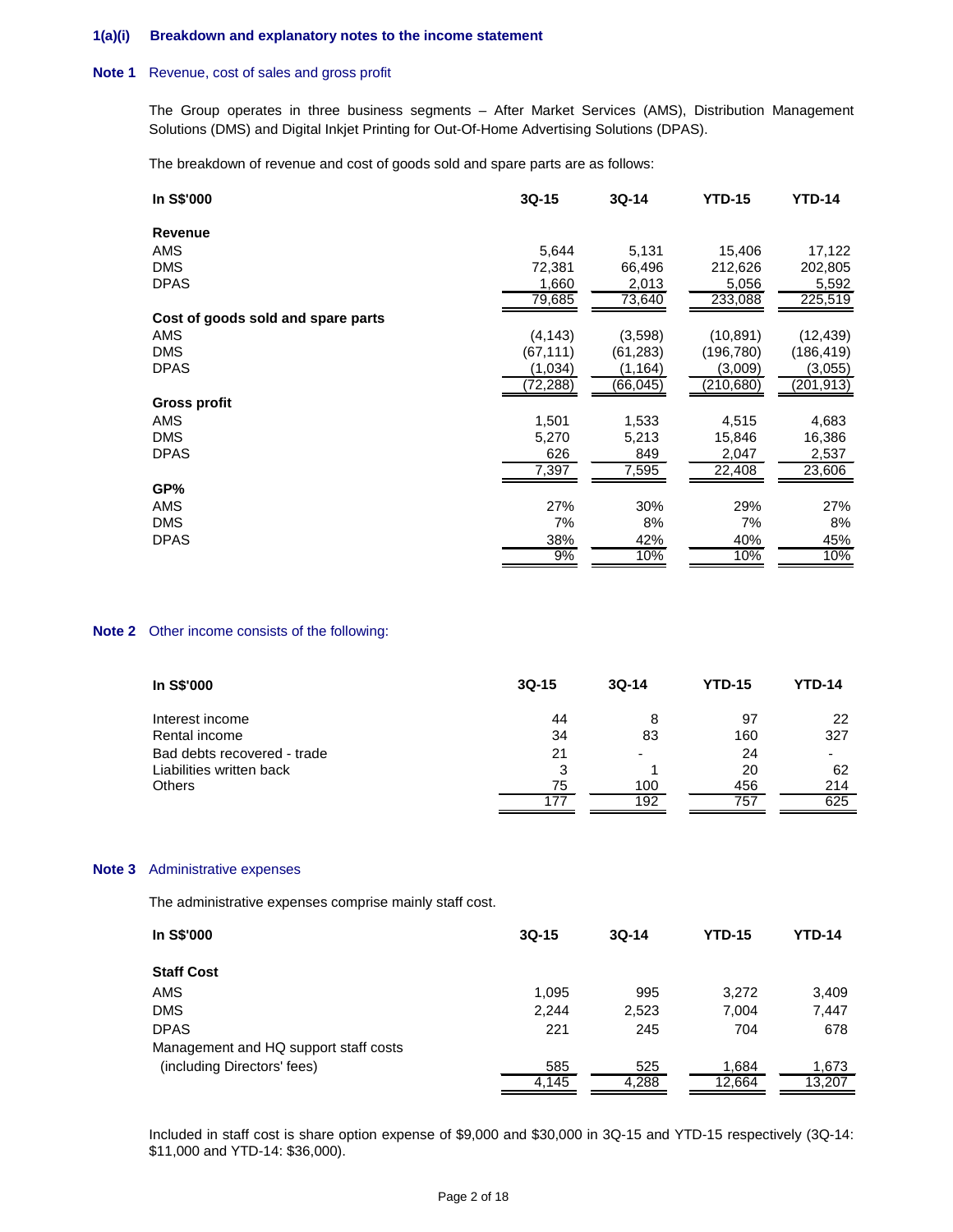### 1(a)(i) Breakdown and explanatory notes to the income statement

**Note 1** Revenue, cost of sales and gross profit

The Group operates in three business segments – After Market Services (AMS), Distribution Management Solutions (DMS) and Digital Inkjet Printing for Out-Of-Home Advertising Solutions (DPAS).

The breakdown of revenue and cost of goods sold and spare parts are as follows:

| In S$'000 | 3Q-15 | 3Q-14 | YTD-15 | YTD-14 |
|---|---|---|---|---|
| **Revenue** | | | | |
| AMS | 5,644 | 5,131 | 15,406 | 17,122 |
| DMS | 72,381 | 66,496 | 212,626 | 202,805 |
| DPAS | 1,660 | 2,013 | 5,056 | 5,592 |
| | 79,685 | 73,640 | 233,088 | 225,519 |
| **Cost of goods sold and spare parts** | | | | |
| AMS | (4,143) | (3,598) | (10,891) | (12,439) |
| DMS | (67,111) | (61,283) | (196,780) | (186,419) |
| DPAS | (1,034) | (1,164) | (3,009) | (3,055) |
| | (72,288) | (66,045) | (210,680) | (201,913) |
| **Gross profit** | | | | |
| AMS | 1,501 | 1,533 | 4,515 | 4,683 |
| DMS | 5,270 | 5,213 | 15,846 | 16,386 |
| DPAS | 626 | 849 | 2,047 | 2,537 |
| | 7,397 | 7,595 | 22,408 | 23,606 |
| **GP%** | | | | |
| AMS | 27% | 30% | 29% | 27% |
| DMS | 7% | 8% | 7% | 8% |
| DPAS | 38% | 42% | 40% | 45% |
| | 9% | 10% | 10% | 10% |

**Note 2** Other income consists of the following:

| In S$'000 | 3Q-15 | 3Q-14 | YTD-15 | YTD-14 |
|---|---|---|---|---|
| Interest income | 44 | 8 | 97 | 22 |
| Rental income | 34 | 83 | 160 | 327 |
| Bad debts recovered - trade | 21 | - | 24 | - |
| Liabilities written back | 3 | 1 | 20 | 62 |
| Others | 75 | 100 | 456 | 214 |
| | 177 | 192 | 757 | 625 |

**Note 3** Administrative expenses

The administrative expenses comprise mainly staff cost.

| In S$'000 | 3Q-15 | 3Q-14 | YTD-15 | YTD-14 |
|---|---|---|---|---|
| **Staff Cost** | | | | |
| AMS | 1,095 | 995 | 3,272 | 3,409 |
| DMS | 2,244 | 2,523 | 7,004 | 7,447 |
| DPAS | 221 | 245 | 704 | 678 |
| Management and HQ support staff costs (including Directors' fees) | 585 | 525 | 1,684 | 1,673 |
| | 4,145 | 4,288 | 12,664 | 13,207 |

Included in staff cost is share option expense of $9,000 and $30,000 in 3Q-15 and YTD-15 respectively (3Q-14: $11,000 and YTD-14: $36,000).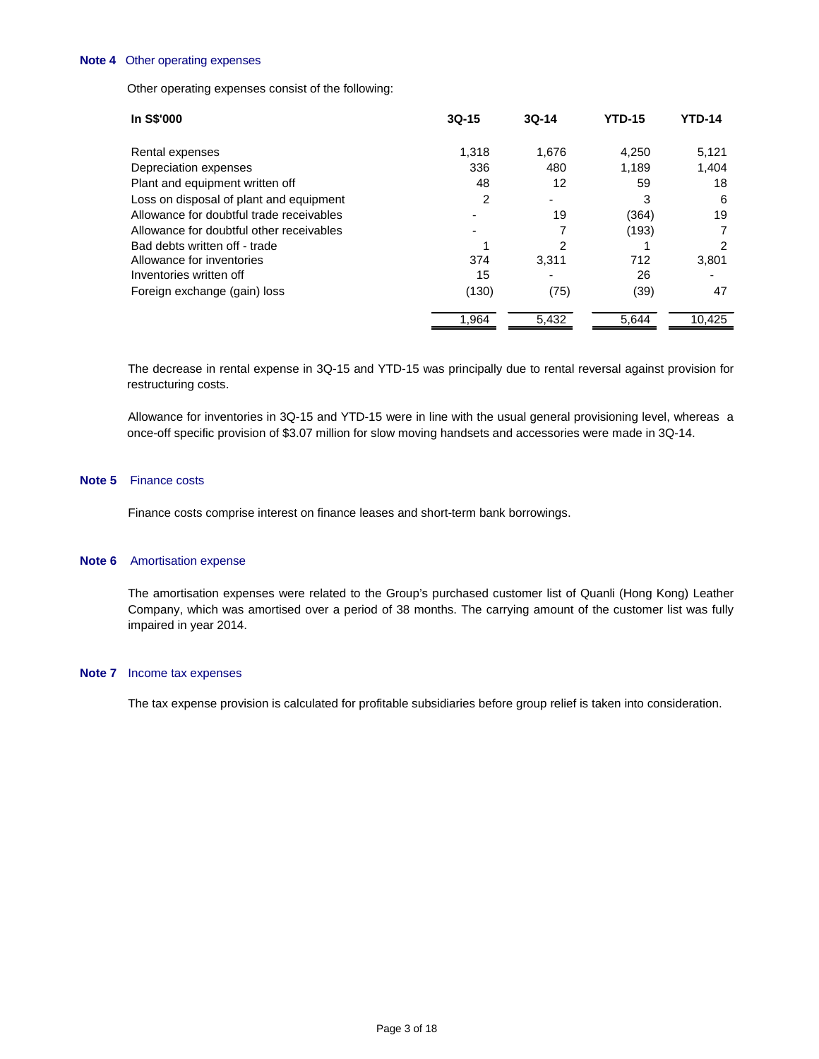**Note 4** Other operating expenses

Other operating expenses consist of the following:

| In S$'000 | 3Q-15 | 3Q-14 | YTD-15 | YTD-14 |
|---|---|---|---|---|
| Rental expenses | 1,318 | 1,676 | 4,250 | 5,121 |
| Depreciation expenses | 336 | 480 | 1,189 | 1,404 |
| Plant and equipment written off | 48 | 12 | 59 | 18 |
| Loss on disposal of plant and equipment | 2 | - | 3 | 6 |
| Allowance for doubtful trade receivables | - | 19 | (364) | 19 |
| Allowance for doubtful other receivables | - | 7 | (193) | 7 |
| Bad debts written off - trade | 1 | 2 | 1 | 2 |
| Allowance for inventories | 374 | 3,311 | 712 | 3,801 |
| Inventories written off | 15 | - | 26 | - |
| Foreign exchange (gain) loss | (130) | (75) | (39) | 47 |
| | 1,964 | 5,432 | 5,644 | 10,425 |

The decrease in rental expense in 3Q-15 and YTD-15 was principally due to rental reversal against provision for restructuring costs.

Allowance for inventories in 3Q-15 and YTD-15 were in line with the usual general provisioning level, whereas a once-off specific provision of $3.07 million for slow moving handsets and accessories were made in 3Q-14.

**Note 5** Finance costs

Finance costs comprise interest on finance leases and short-term bank borrowings.

**Note 6** Amortisation expense

The amortisation expenses were related to the Group's purchased customer list of Quanli (Hong Kong) Leather Company, which was amortised over a period of 38 months. The carrying amount of the customer list was fully impaired in year 2014.

**Note 7** Income tax expenses

The tax expense provision is calculated for profitable subsidiaries before group relief is taken into consideration.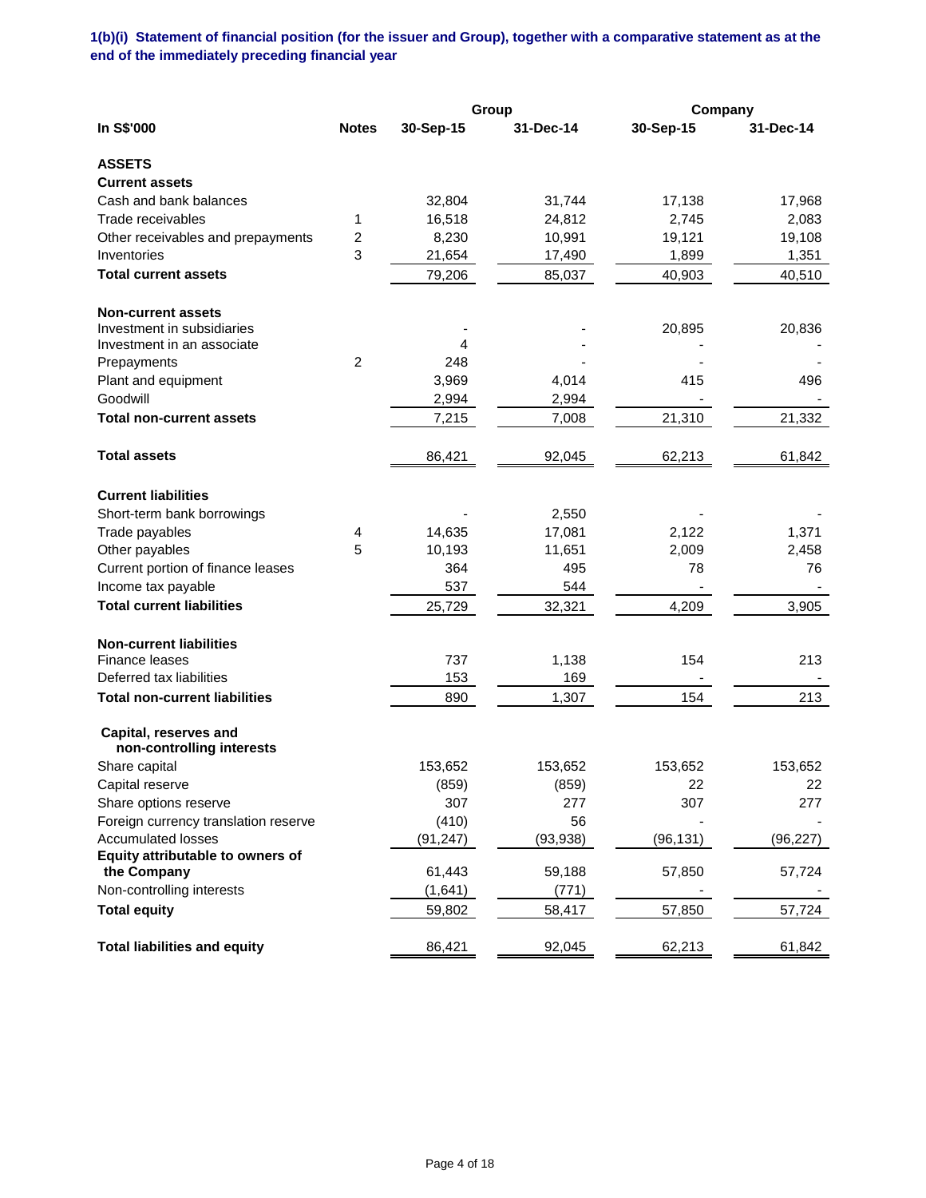**1(b)(i) Statement of financial position (for the issuer and Group), together with a comparative statement as at the end of the immediately preceding financial year**

| In S$'000 | Notes | Group | | Company | |
|---|---|---|---|---|---|
| | | 30-Sep-15 | 31-Dec-14 | 30-Sep-15 | 31-Dec-14 |
| **ASSETS** | | | | | |
| **Current assets** | | | | | |
| Cash and bank balances | | 32,804 | 31,744 | 17,138 | 17,968 |
| Trade receivables | 1 | 16,518 | 24,812 | 2,745 | 2,083 |
| Other receivables and prepayments | 2 | 8,230 | 10,991 | 19,121 | 19,108 |
| Inventories | 3 | 21,654 | 17,490 | 1,899 | 1,351 |
| **Total current assets** | | 79,206 | 85,037 | 40,903 | 40,510 |
| **Non-current assets** | | | | | |
| Investment in subsidiaries | | - | - | 20,895 | 20,836 |
| Investment in an associate | | 4 | - | - | - |
| Prepayments | 2 | 248 | - | - | - |
| Plant and equipment | | 3,969 | 4,014 | 415 | 496 |
| Goodwill | | 2,994 | 2,994 | - | - |
| **Total non-current assets** | | 7,215 | 7,008 | 21,310 | 21,332 |
| **Total assets** | | 86,421 | 92,045 | 62,213 | 61,842 |
| **Current liabilities** | | | | | |
| Short-term bank borrowings | | - | 2,550 | - | - |
| Trade payables | 4 | 14,635 | 17,081 | 2,122 | 1,371 |
| Other payables | 5 | 10,193 | 11,651 | 2,009 | 2,458 |
| Current portion of finance leases | | 364 | 495 | 78 | 76 |
| Income tax payable | | 537 | 544 | - | - |
| **Total current liabilities** | | 25,729 | 32,321 | 4,209 | 3,905 |
| **Non-current liabilities** | | | | | |
| Finance leases | | 737 | 1,138 | 154 | 213 |
| Deferred tax liabilities | | 153 | 169 | - | - |
| **Total non-current liabilities** | | 890 | 1,307 | 154 | 213 |
| **Capital, reserves and non-controlling interests** | | | | | |
| Share capital | | 153,652 | 153,652 | 153,652 | 153,652 |
| Capital reserve | | (859) | (859) | 22 | 22 |
| Share options reserve | | 307 | 277 | 307 | 277 |
| Foreign currency translation reserve | | (410) | 56 | - | - |
| Accumulated losses | | (91,247) | (93,938) | (96,131) | (96,227) |
| **Equity attributable to owners of the Company** | | 61,443 | 59,188 | 57,850 | 57,724 |
| Non-controlling interests | | (1,641) | (771) | - | - |
| **Total equity** | | 59,802 | 58,417 | 57,850 | 57,724 |
| **Total liabilities and equity** | | 86,421 | 92,045 | 62,213 | 61,842 |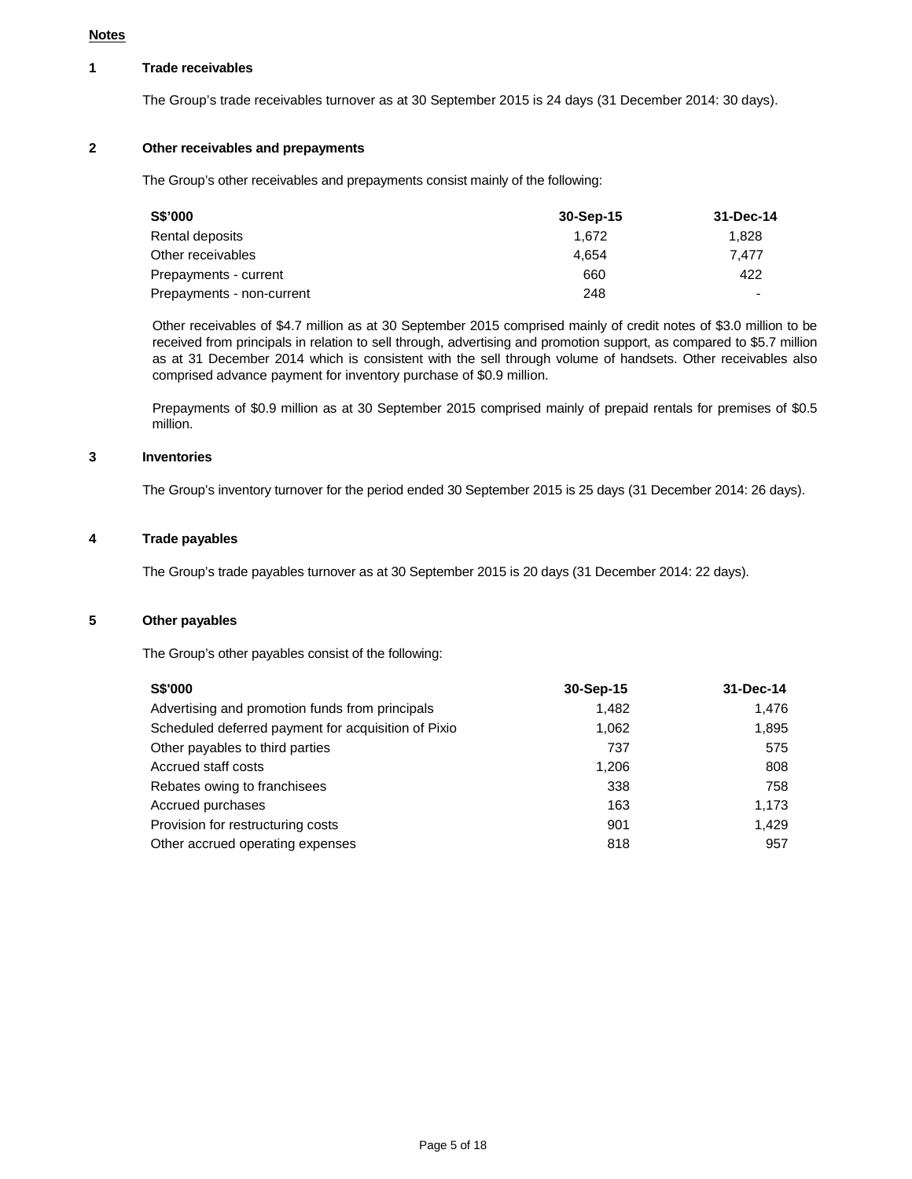**Notes**

**1 Trade receivables**

The Group's trade receivables turnover as at 30 September 2015 is 24 days (31 December 2014: 30 days).

**2 Other receivables and prepayments**

The Group's other receivables and prepayments consist mainly of the following:

| S$'000 | 30-Sep-15 | 31-Dec-14 |
|---|---|---|
| Rental deposits | 1,672 | 1,828 |
| Other receivables | 4,654 | 7,477 |
| Prepayments - current | 660 | 422 |
| Prepayments - non-current | 248 | - |

Other receivables of $4.7 million as at 30 September 2015 comprised mainly of credit notes of $3.0 million to be received from principals in relation to sell through, advertising and promotion support, as compared to $5.7 million as at 31 December 2014 which is consistent with the sell through volume of handsets. Other receivables also comprised advance payment for inventory purchase of $0.9 million.

Prepayments of $0.9 million as at 30 September 2015 comprised mainly of prepaid rentals for premises of $0.5 million.

**3 Inventories**

The Group's inventory turnover for the period ended 30 September 2015 is 25 days (31 December 2014: 26 days).

**4 Trade payables**

The Group's trade payables turnover as at 30 September 2015 is 20 days (31 December 2014: 22 days).

**5 Other payables**

The Group's other payables consist of the following:

| S$'000 | 30-Sep-15 | 31-Dec-14 |
|---|---|---|
| Advertising and promotion funds from principals | 1,482 | 1,476 |
| Scheduled deferred payment for acquisition of Pixio | 1,062 | 1,895 |
| Other payables to third parties | 737 | 575 |
| Accrued staff costs | 1,206 | 808 |
| Rebates owing to franchisees | 338 | 758 |
| Accrued purchases | 163 | 1,173 |
| Provision for restructuring costs | 901 | 1,429 |
| Other accrued operating expenses | 818 | 957 |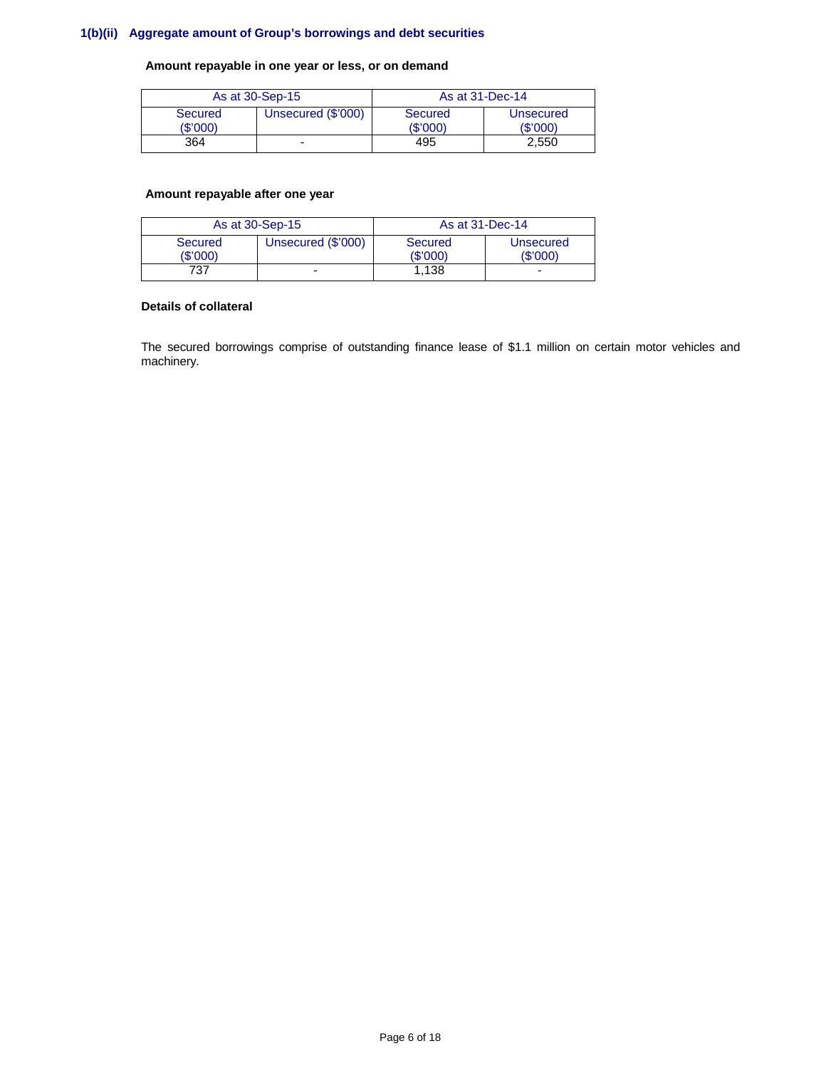### 1(b)(ii) Aggregate amount of Group's borrowings and debt securities

**Amount repayable in one year or less, or on demand**

| As at 30-Sep-15 | | As at 31-Dec-14 | |
|---|---|---|---|
| Secured ($'000) | Unsecured ($'000) | Secured ($'000) | Unsecured ($'000) |
| 364 | - | 495 | 2,550 |

**Amount repayable after one year**

| As at 30-Sep-15 | | As at 31-Dec-14 | |
|---|---|---|---|
| Secured ($'000) | Unsecured ($'000) | Secured ($'000) | Unsecured ($'000) |
| 737 | - | 1,138 | - |

**Details of collateral**

The secured borrowings comprise of outstanding finance lease of $1.1 million on certain motor vehicles and machinery.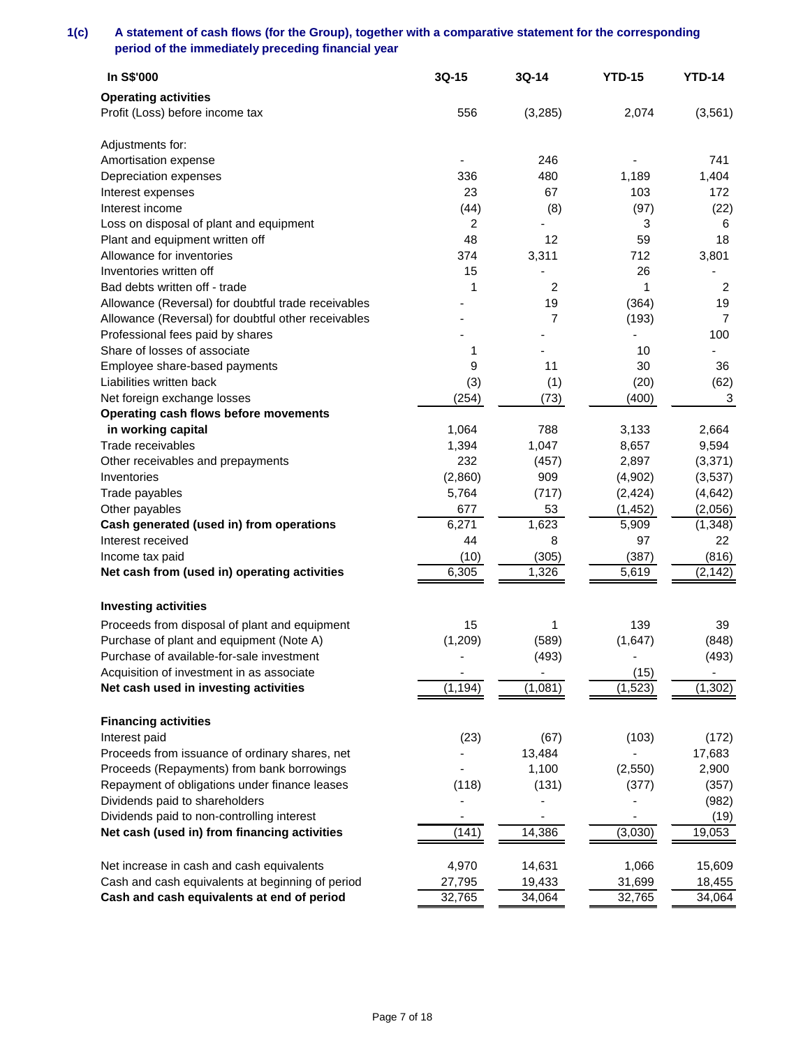## 1(c) A statement of cash flows (for the Group), together with a comparative statement for the corresponding period of the immediately preceding financial year

| In S$'000 | 3Q-15 | 3Q-14 | YTD-15 | YTD-14 |
|---|---|---|---|---|
| **Operating activities** | | | | |
| Profit (Loss) before income tax | 556 | (3,285) | 2,074 | (3,561) |
| | | | | |
| Adjustments for: | | | | |
| Amortisation expense | - | 246 | - | 741 |
| Depreciation expenses | 336 | 480 | 1,189 | 1,404 |
| Interest expenses | 23 | 67 | 103 | 172 |
| Interest income | (44) | (8) | (97) | (22) |
| Loss on disposal of plant and equipment | 2 | - | 3 | 6 |
| Plant and equipment written off | 48 | 12 | 59 | 18 |
| Allowance for inventories | 374 | 3,311 | 712 | 3,801 |
| Inventories written off | 15 | - | 26 | - |
| Bad debts written off - trade | 1 | 2 | 1 | 2 |
| Allowance (Reversal) for doubtful trade receivables | - | 19 | (364) | 19 |
| Allowance (Reversal) for doubtful other receivables | - | 7 | (193) | 7 |
| Professional fees paid by shares | - | - | - | 100 |
| Share of losses of associate | 1 | - | 10 | - |
| Employee share-based payments | 9 | 11 | 30 | 36 |
| Liabilities written back | (3) | (1) | (20) | (62) |
| Net foreign exchange losses | (254) | (73) | (400) | 3 |
| **Operating cash flows before movements in working capital** | 1,064 | 788 | 3,133 | 2,664 |
| Trade receivables | 1,394 | 1,047 | 8,657 | 9,594 |
| Other receivables and prepayments | 232 | (457) | 2,897 | (3,371) |
| Inventories | (2,860) | 909 | (4,902) | (3,537) |
| Trade payables | 5,764 | (717) | (2,424) | (4,642) |
| Other payables | 677 | 53 | (1,452) | (2,056) |
| **Cash generated (used in) from operations** | 6,271 | 1,623 | 5,909 | (1,348) |
| Interest received | 44 | 8 | 97 | 22 |
| Income tax paid | (10) | (305) | (387) | (816) |
| **Net cash from (used in) operating activities** | 6,305 | 1,326 | 5,619 | (2,142) |
| | | | | |
| **Investing activities** | | | | |
| Proceeds from disposal of plant and equipment | 15 | 1 | 139 | 39 |
| Purchase of plant and equipment (Note A) | (1,209) | (589) | (1,647) | (848) |
| Purchase of available-for-sale investment | - | (493) | - | (493) |
| Acquisition of investment in as associate | - | - | (15) | - |
| **Net cash used in investing activities** | (1,194) | (1,081) | (1,523) | (1,302) |
| | | | | |
| **Financing activities** | | | | |
| Interest paid | (23) | (67) | (103) | (172) |
| Proceeds from issuance of ordinary shares, net | - | 13,484 | - | 17,683 |
| Proceeds (Repayments) from bank borrowings | - | 1,100 | (2,550) | 2,900 |
| Repayment of obligations under finance leases | (118) | (131) | (377) | (357) |
| Dividends paid to shareholders | - | - | - | (982) |
| Dividends paid to non-controlling interest | - | - | - | (19) |
| **Net cash (used in) from financing activities** | (141) | 14,386 | (3,030) | 19,053 |
| | | | | |
| Net increase in cash and cash equivalents | 4,970 | 14,631 | 1,066 | 15,609 |
| Cash and cash equivalents at beginning of period | 27,795 | 19,433 | 31,699 | 18,455 |
| **Cash and cash equivalents at end of period** | 32,765 | 34,064 | 32,765 | 34,064 |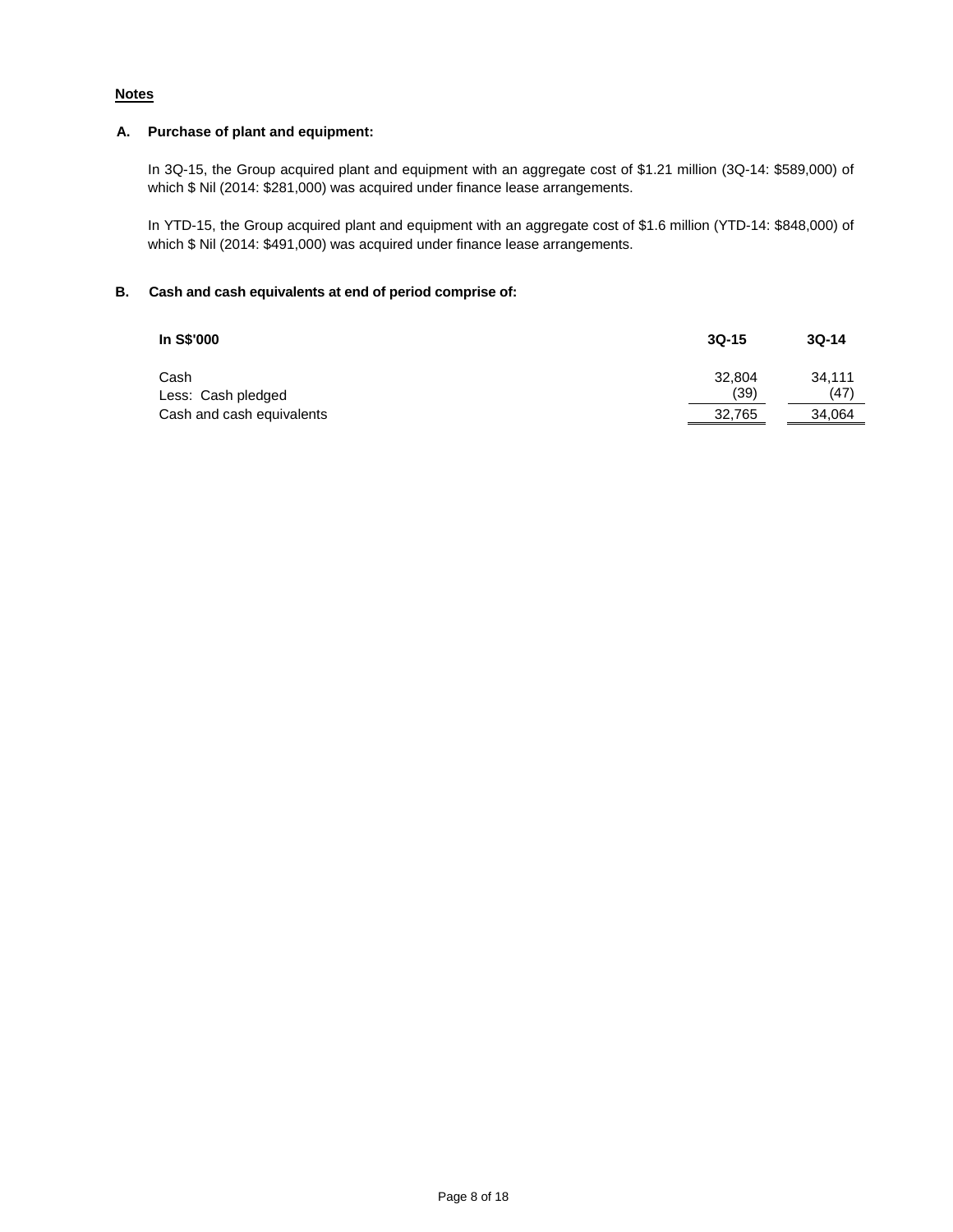**Notes**

**A. Purchase of plant and equipment:**

In 3Q-15, the Group acquired plant and equipment with an aggregate cost of $1.21 million (3Q-14: $589,000) of which $ Nil (2014: $281,000) was acquired under finance lease arrangements.

In YTD-15, the Group acquired plant and equipment with an aggregate cost of $1.6 million (YTD-14: $848,000) of which $ Nil (2014: $491,000) was acquired under finance lease arrangements.

**B. Cash and cash equivalents at end of period comprise of:**

| In S$'000 | 3Q-15 | 3Q-14 |
|---|---|---|
| Cash | 32,804 | 34,111 |
| Less: Cash pledged | (39) | (47) |
| Cash and cash equivalents | 32,765 | 34,064 |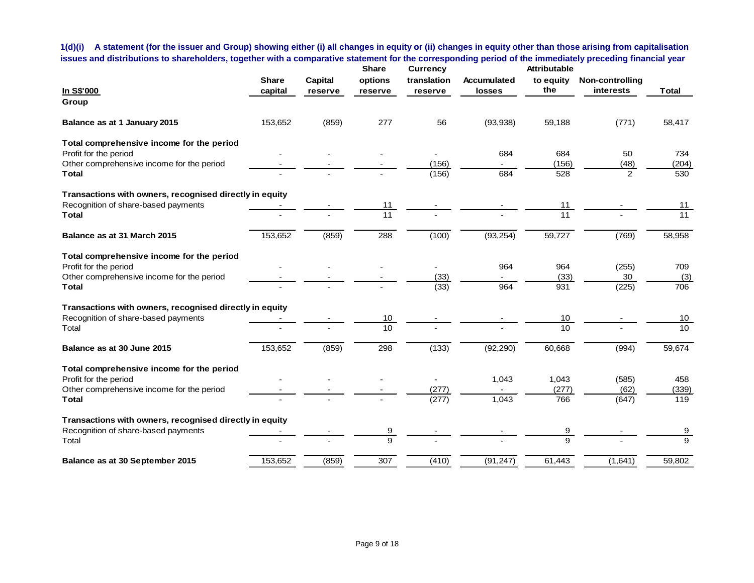**1(d)(i) A statement (for the issuer and Group) showing either (i) all changes in equity or (ii) changes in equity other than those arising from capitalisation issues and distributions to shareholders, together with a comparative statement for the corresponding period of the immediately preceding financial year**

| In S$'000 | Share capital | Capital reserve | Share options reserve | Currency translation reserve | Accumulated losses | Attributable to equity the | Non-controlling interests | Total |
|---|---|---|---|---|---|---|---|---|
| **Group** | | | | | | | | |
| **Balance as at 1 January 2015** | 153,652 | (859) | 277 | 56 | (93,938) | 59,188 | (771) | 58,417 |
| **Total comprehensive income for the period** | | | | | | | | |
| Profit for the period | - | - | - | - | 684 | 684 | 50 | 734 |
| Other comprehensive income for the period | - | - | - | (156) | - | (156) | (48) | (204) |
| **Total** | - | - | - | (156) | 684 | 528 | 2 | 530 |
| **Transactions with owners, recognised directly in equity** | | | | | | | | |
| Recognition of share-based payments | - | - | 11 | - | - | 11 | - | 11 |
| **Total** | - | - | 11 | - | - | 11 | - | 11 |
| **Balance as at 31 March 2015** | 153,652 | (859) | 288 | (100) | (93,254) | 59,727 | (769) | 58,958 |
| **Total comprehensive income for the period** | | | | | | | | |
| Profit for the period | - | - | - | - | 964 | 964 | (255) | 709 |
| Other comprehensive income for the period | - | - | - | (33) | - | (33) | 30 | (3) |
| **Total** | - | - | - | (33) | 964 | 931 | (225) | 706 |
| **Transactions with owners, recognised directly in equity** | | | | | | | | |
| Recognition of share-based payments | - | - | 10 | - | - | 10 | - | 10 |
| Total | - | - | 10 | - | - | 10 | - | 10 |
| **Balance as at 30 June 2015** | 153,652 | (859) | 298 | (133) | (92,290) | 60,668 | (994) | 59,674 |
| **Total comprehensive income for the period** | | | | | | | | |
| Profit for the period | - | - | - | - | 1,043 | 1,043 | (585) | 458 |
| Other comprehensive income for the period | - | - | - | (277) | - | (277) | (62) | (339) |
| **Total** | - | - | - | (277) | 1,043 | 766 | (647) | 119 |
| **Transactions with owners, recognised directly in equity** | | | | | | | | |
| Recognition of share-based payments | - | - | 9 | - | - | 9 | - | 9 |
| Total | - | - | 9 | - | - | 9 | - | 9 |
| **Balance as at 30 September 2015** | 153,652 | (859) | 307 | (410) | (91,247) | 61,443 | (1,641) | 59,802 |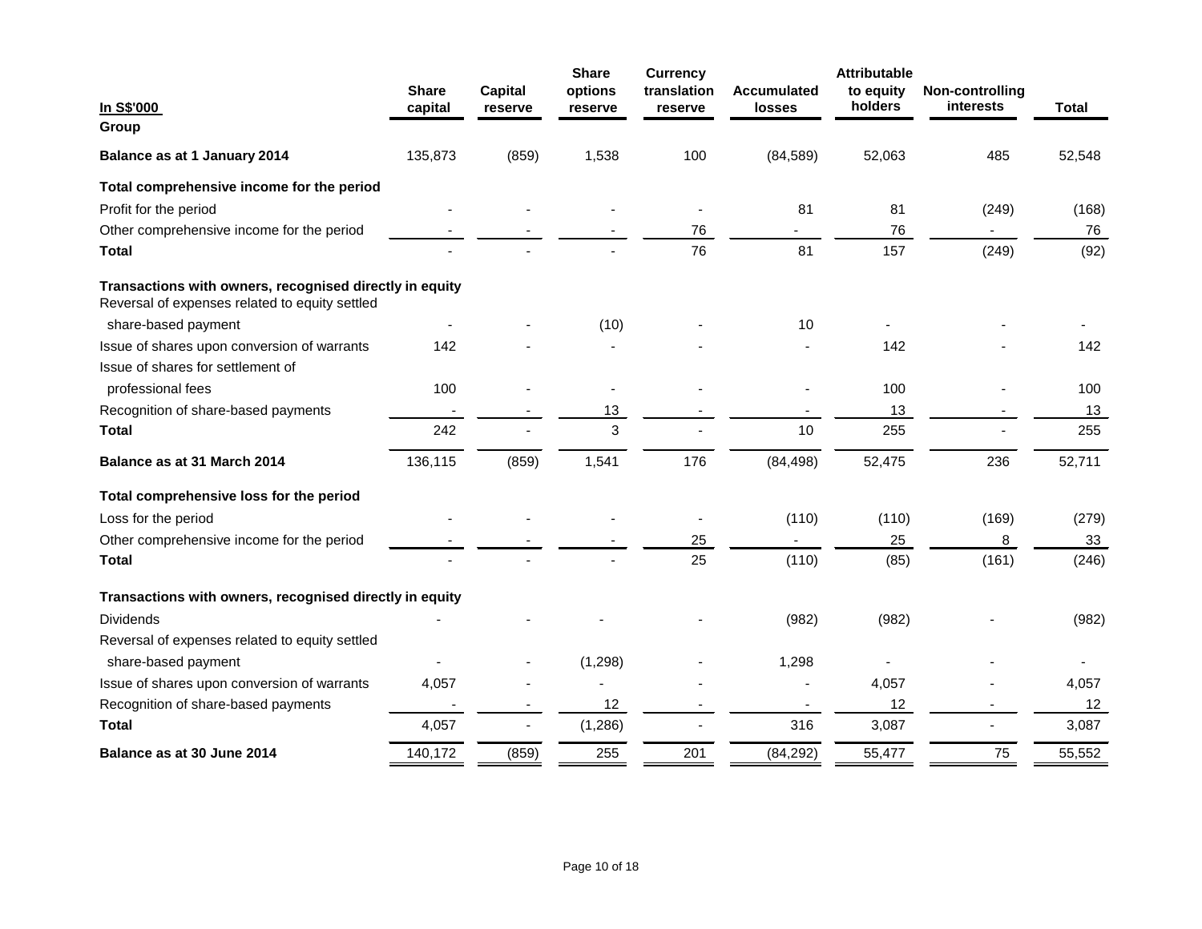| In S$'000 | Share capital | Capital reserve | Share options reserve | Currency translation reserve | Accumulated losses | Attributable to equity holders | Non-controlling interests | Total |
|---|---|---|---|---|---|---|---|---|
| **Group** | | | | | | | | |
| **Balance as at 1 January 2014** | 135,873 | (859) | 1,538 | 100 | (84,589) | 52,063 | 485 | 52,548 |
| **Total comprehensive income for the period** | | | | | | | | |
| Profit for the period | - | - | - | - | 81 | 81 | (249) | (168) |
| Other comprehensive income for the period | - | - | - | 76 | - | 76 | - | 76 |
| **Total** | - | - | - | 76 | 81 | 157 | (249) | (92) |
| **Transactions with owners, recognised directly in equity** | | | | | | | | |
| Reversal of expenses related to equity settled share-based payment | - | - | (10) | - | 10 | - | - | - |
| Issue of shares upon conversion of warrants | 142 | - | - | - | - | 142 | - | 142 |
| Issue of shares for settlement of professional fees | 100 | - | - | - | - | 100 | - | 100 |
| Recognition of share-based payments | - | - | 13 | - | - | 13 | - | 13 |
| **Total** | 242 | - | 3 | - | 10 | 255 | - | 255 |
| **Balance as at 31 March 2014** | 136,115 | (859) | 1,541 | 176 | (84,498) | 52,475 | 236 | 52,711 |
| **Total comprehensive loss for the period** | | | | | | | | |
| Loss for the period | - | - | - | - | (110) | (110) | (169) | (279) |
| Other comprehensive income for the period | - | - | - | 25 | - | 25 | 8 | 33 |
| **Total** | - | - | - | 25 | (110) | (85) | (161) | (246) |
| **Transactions with owners, recognised directly in equity** | | | | | | | | |
| Dividends | - | - | - | - | (982) | (982) | - | (982) |
| Reversal of expenses related to equity settled share-based payment | - | - | (1,298) | - | 1,298 | - | - | - |
| Issue of shares upon conversion of warrants | 4,057 | - | - | - | - | 4,057 | - | 4,057 |
| Recognition of share-based payments | - | - | 12 | - | - | 12 | - | 12 |
| **Total** | 4,057 | - | (1,286) | - | 316 | 3,087 | - | 3,087 |
| **Balance as at 30 June 2014** | 140,172 | (859) | 255 | 201 | (84,292) | 55,477 | 75 | 55,552 |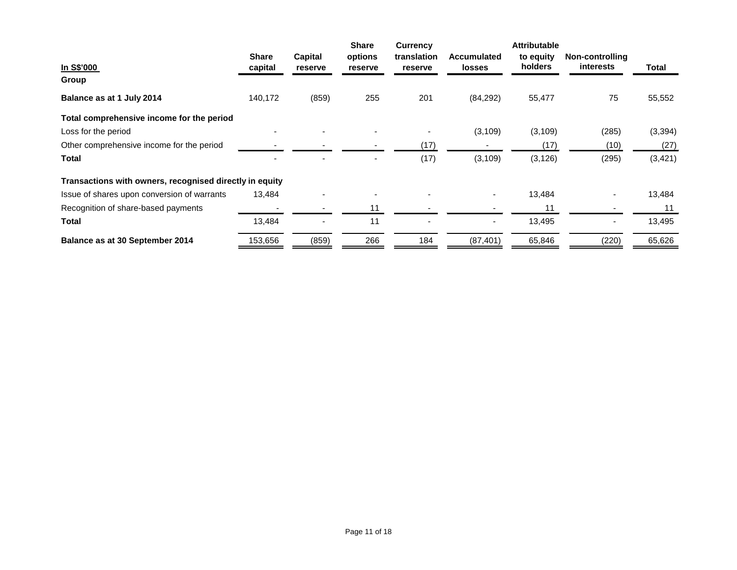| In S$'000 | Share capital | Capital reserve | Share options reserve | Currency translation reserve | Accumulated losses | Attributable to equity holders | Non-controlling interests | Total |
|---|---|---|---|---|---|---|---|---|
| **Group** | | | | | | | | |
| **Balance as at 1 July 2014** | 140,172 | (859) | 255 | 201 | (84,292) | 55,477 | 75 | 55,552 |
| **Total comprehensive income for the period** | | | | | | | | |
| Loss for the period | - | - | - | - | (3,109) | (3,109) | (285) | (3,394) |
| Other comprehensive income for the period | - | - | - | (17) | - | (17) | (10) | (27) |
| **Total** | - | - | - | (17) | (3,109) | (3,126) | (295) | (3,421) |
| **Transactions with owners, recognised directly in equity** | | | | | | | | |
| Issue of shares upon conversion of warrants | 13,484 | - | - | - | - | 13,484 | - | 13,484 |
| Recognition of share-based payments | - | - | 11 | - | - | 11 | - | 11 |
| **Total** | 13,484 | - | 11 | - | - | 13,495 | - | 13,495 |
| **Balance as at 30 September 2014** | 153,656 | (859) | 266 | 184 | (87,401) | 65,846 | (220) | 65,626 |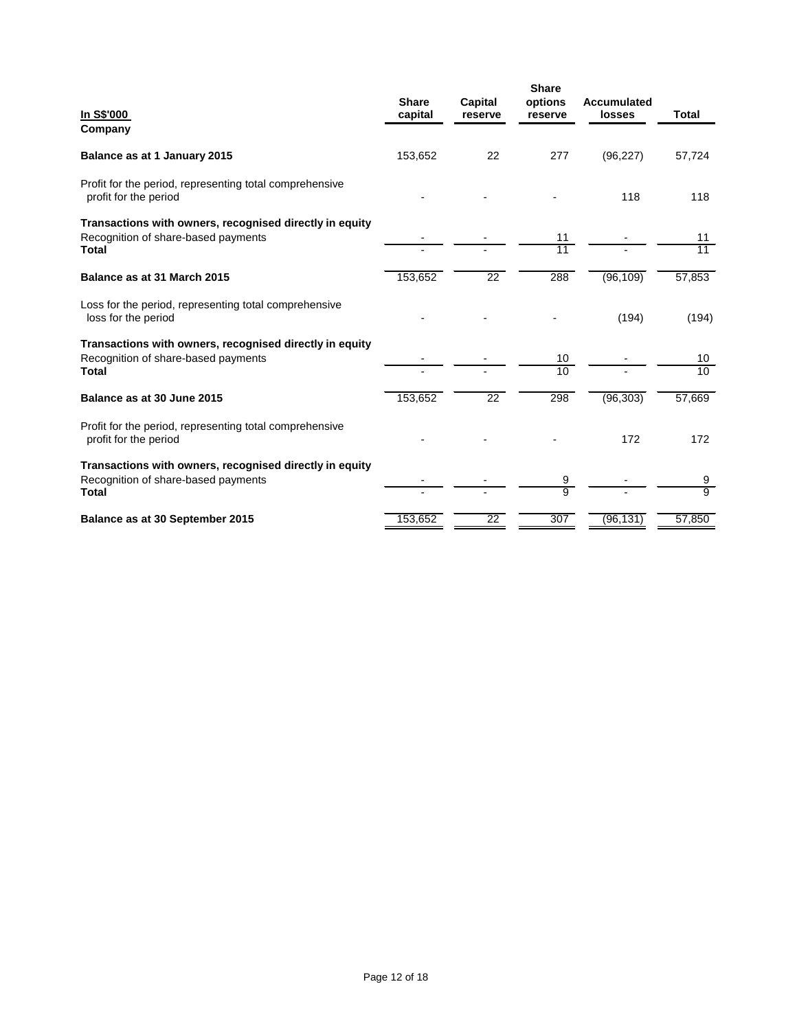| In S$'000 | Share capital | Capital reserve | Share options reserve | Accumulated losses | Total |
|---|---|---|---|---|---|
| **Company** | | | | | |
| **Balance as at 1 January 2015** | 153,652 | 22 | 277 | (96,227) | 57,724 |
| Profit for the period, representing total comprehensive profit for the period | - | - | - | 118 | 118 |
| **Transactions with owners, recognised directly in equity** | | | | | |
| Recognition of share-based payments | - | - | 11 | - | 11 |
| **Total** | - | - | 11 | - | 11 |
| **Balance as at 31 March 2015** | 153,652 | 22 | 288 | (96,109) | 57,853 |
| Loss for the period, representing total comprehensive loss for the period | - | - | - | (194) | (194) |
| **Transactions with owners, recognised directly in equity** | | | | | |
| Recognition of share-based payments | - | - | 10 | - | 10 |
| **Total** | - | - | 10 | - | 10 |
| **Balance as at 30 June 2015** | 153,652 | 22 | 298 | (96,303) | 57,669 |
| Profit for the period, representing total comprehensive profit for the period | - | - | - | 172 | 172 |
| **Transactions with owners, recognised directly in equity** | | | | | |
| Recognition of share-based payments | - | - | 9 | - | 9 |
| **Total** | - | - | 9 | - | 9 |
| **Balance as at 30 September 2015** | 153,652 | 22 | 307 | (96,131) | 57,850 |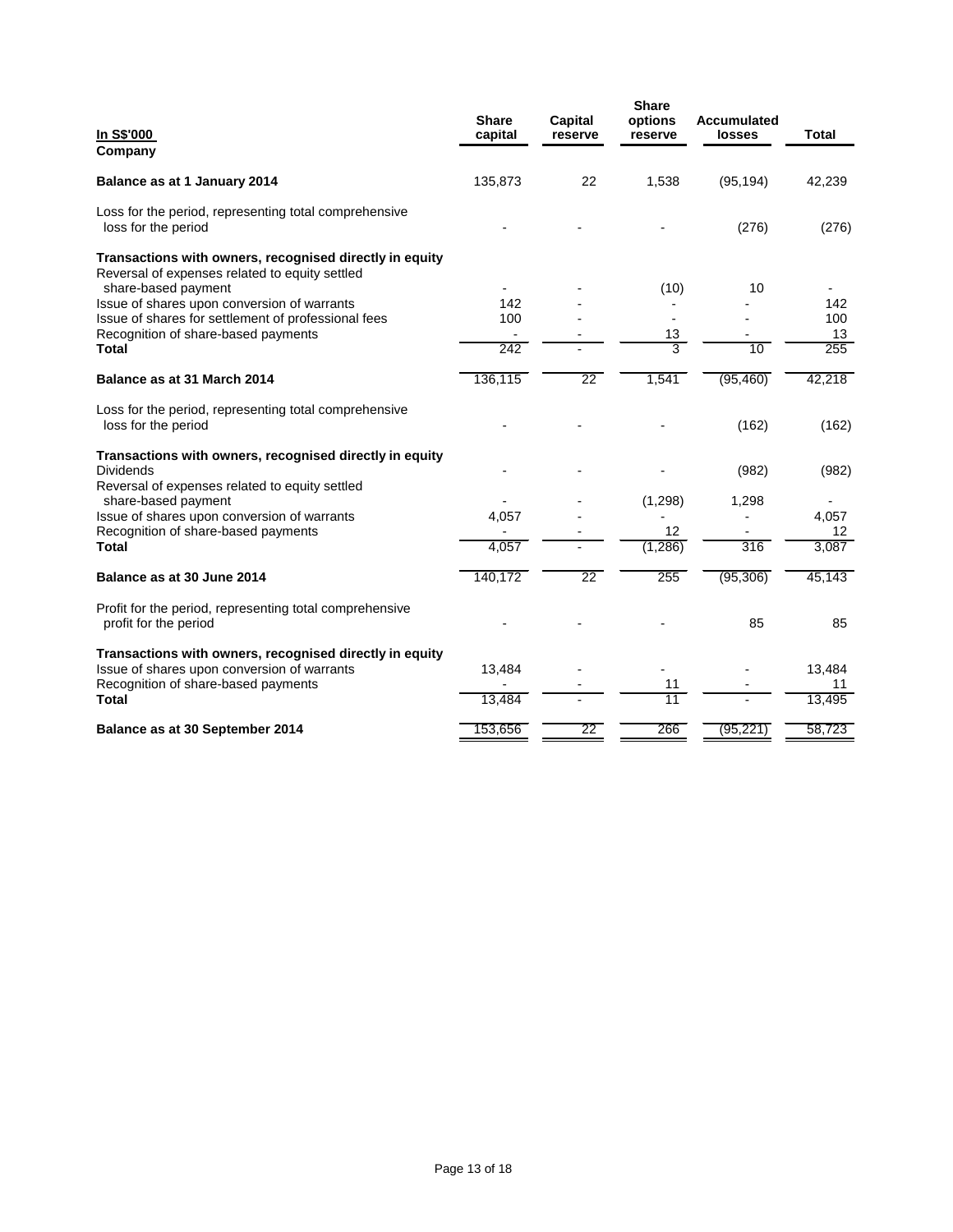| In S$'000 | Share capital | Capital reserve | Share options reserve | Accumulated losses | Total |
|---|---|---|---|---|---|
| **Company** | | | | | |
| **Balance as at 1 January 2014** | 135,873 | 22 | 1,538 | (95,194) | 42,239 |
| Loss for the period, representing total comprehensive loss for the period | - | - | - | (276) | (276) |
| **Transactions with owners, recognised directly in equity** | | | | | |
| Reversal of expenses related to equity settled share-based payment | - | - | (10) | 10 | - |
| Issue of shares upon conversion of warrants | 142 | - | - | - | 142 |
| Issue of shares for settlement of professional fees | 100 | - | - | - | 100 |
| Recognition of share-based payments | - | - | 13 | - | 13 |
| **Total** | 242 | - | 3 | 10 | 255 |
| **Balance as at 31 March 2014** | 136,115 | 22 | 1,541 | (95,460) | 42,218 |
| Loss for the period, representing total comprehensive loss for the period | - | - | - | (162) | (162) |
| **Transactions with owners, recognised directly in equity** | | | | | |
| Dividends | - | - | - | (982) | (982) |
| Reversal of expenses related to equity settled share-based payment | - | - | (1,298) | 1,298 | - |
| Issue of shares upon conversion of warrants | 4,057 | - | - | - | 4,057 |
| Recognition of share-based payments | - | - | 12 | - | 12 |
| **Total** | 4,057 | - | (1,286) | 316 | 3,087 |
| **Balance as at 30 June 2014** | 140,172 | 22 | 255 | (95,306) | 45,143 |
| Profit for the period, representing total comprehensive profit for the period | - | - | - | 85 | 85 |
| **Transactions with owners, recognised directly in equity** | | | | | |
| Issue of shares upon conversion of warrants | 13,484 | - | - | - | 13,484 |
| Recognition of share-based payments | - | - | 11 | - | 11 |
| **Total** | 13,484 | - | 11 | - | 13,495 |
| **Balance as at 30 September 2014** | 153,656 | 22 | 266 | (95,221) | 58,723 |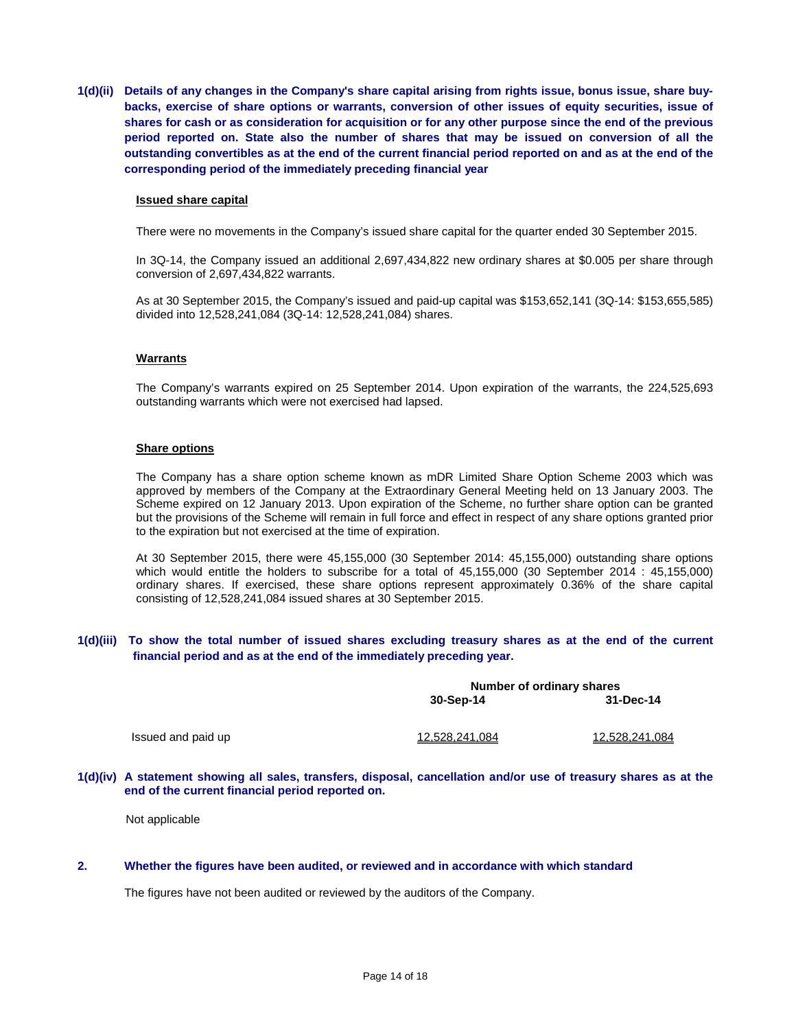**1(d)(ii) Details of any changes in the Company's share capital arising from rights issue, bonus issue, share buy-backs, exercise of share options or warrants, conversion of other issues of equity securities, issue of shares for cash or as consideration for acquisition or for any other purpose since the end of the previous period reported on. State also the number of shares that may be issued on conversion of all the outstanding convertibles as at the end of the current financial period reported on and as at the end of the corresponding period of the immediately preceding financial year**

**Issued share capital**

There were no movements in the Company's issued share capital for the quarter ended 30 September 2015.

In 3Q-14, the Company issued an additional 2,697,434,822 new ordinary shares at $0.005 per share through conversion of 2,697,434,822 warrants.

As at 30 September 2015, the Company's issued and paid-up capital was $153,652,141 (3Q-14: $153,655,585) divided into 12,528,241,084 (3Q-14: 12,528,241,084) shares.

**Warrants**

The Company's warrants expired on 25 September 2014. Upon expiration of the warrants, the 224,525,693 outstanding warrants which were not exercised had lapsed.

**Share options**

The Company has a share option scheme known as mDR Limited Share Option Scheme 2003 which was approved by members of the Company at the Extraordinary General Meeting held on 13 January 2003. The Scheme expired on 12 January 2013. Upon expiration of the Scheme, no further share option can be granted but the provisions of the Scheme will remain in full force and effect in respect of any share options granted prior to the expiration but not exercised at the time of expiration.

At 30 September 2015, there were 45,155,000 (30 September 2014: 45,155,000) outstanding share options which would entitle the holders to subscribe for a total of 45,155,000 (30 September 2014 : 45,155,000) ordinary shares. If exercised, these share options represent approximately 0.36% of the share capital consisting of 12,528,241,084 issued shares at 30 September 2015.

**1(d)(iii) To show the total number of issued shares excluding treasury shares as at the end of the current financial period and as at the end of the immediately preceding year.**

| | Number of ordinary shares | |
|---|---|---|
| | **30-Sep-14** | **31-Dec-14** |
| Issued and paid up | 12,528,241,084 | 12,528,241,084 |

**1(d)(iv) A statement showing all sales, transfers, disposal, cancellation and/or use of treasury shares as at the end of the current financial period reported on.**

Not applicable

**2. Whether the figures have been audited, or reviewed and in accordance with which standard**

The figures have not been audited or reviewed by the auditors of the Company.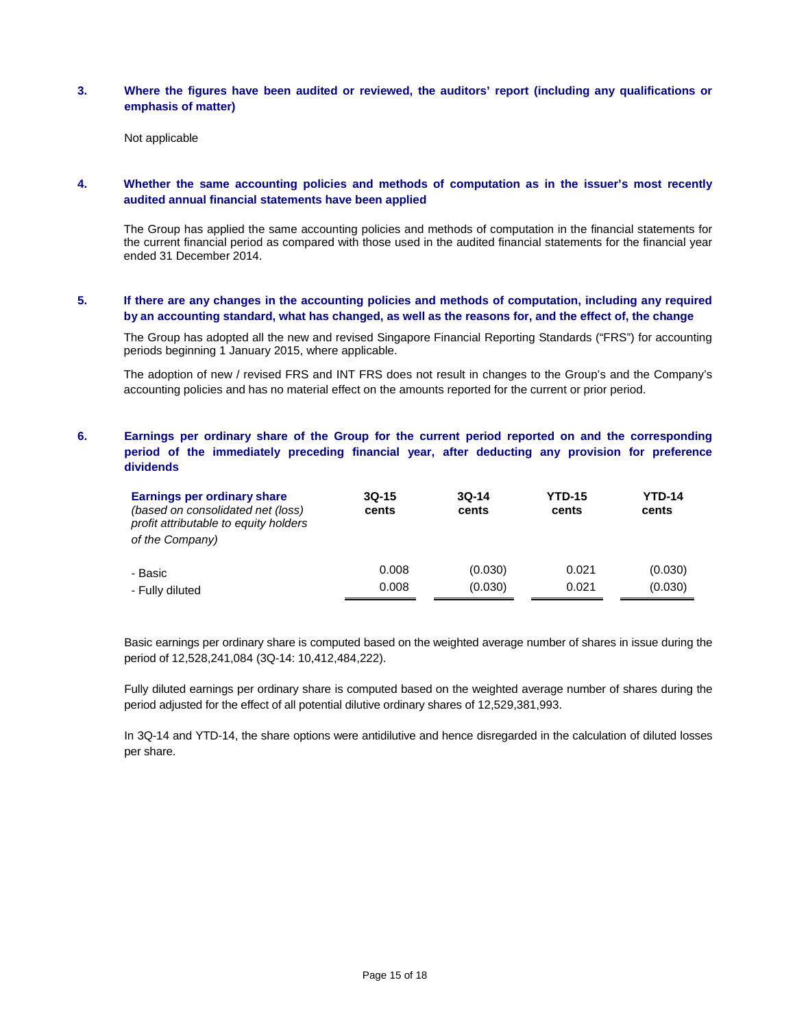### 3. Where the figures have been audited or reviewed, the auditors' report (including any qualifications or emphasis of matter)

Not applicable

### 4. Whether the same accounting policies and methods of computation as in the issuer's most recently audited annual financial statements have been applied

The Group has applied the same accounting policies and methods of computation in the financial statements for the current financial period as compared with those used in the audited financial statements for the financial year ended 31 December 2014.

### 5. If there are any changes in the accounting policies and methods of computation, including any required by an accounting standard, what has changed, as well as the reasons for, and the effect of, the change

The Group has adopted all the new and revised Singapore Financial Reporting Standards ("FRS") for accounting periods beginning 1 January 2015, where applicable.

The adoption of new / revised FRS and INT FRS does not result in changes to the Group's and the Company's accounting policies and has no material effect on the amounts reported for the current or prior period.

### 6. Earnings per ordinary share of the Group for the current period reported on and the corresponding period of the immediately preceding financial year, after deducting any provision for preference dividends

| **Earnings per ordinary share** *(based on consolidated net (loss) profit attributable to equity holders of the Company)* | **3Q-15 cents** | **3Q-14 cents** | **YTD-15 cents** | **YTD-14 cents** |
|---|---|---|---|---|
| - Basic | 0.008 | (0.030) | 0.021 | (0.030) |
| - Fully diluted | 0.008 | (0.030) | 0.021 | (0.030) |

Basic earnings per ordinary share is computed based on the weighted average number of shares in issue during the period of 12,528,241,084 (3Q-14: 10,412,484,222).

Fully diluted earnings per ordinary share is computed based on the weighted average number of shares during the period adjusted for the effect of all potential dilutive ordinary shares of 12,529,381,993.

In 3Q-14 and YTD-14, the share options were antidilutive and hence disregarded in the calculation of diluted losses per share.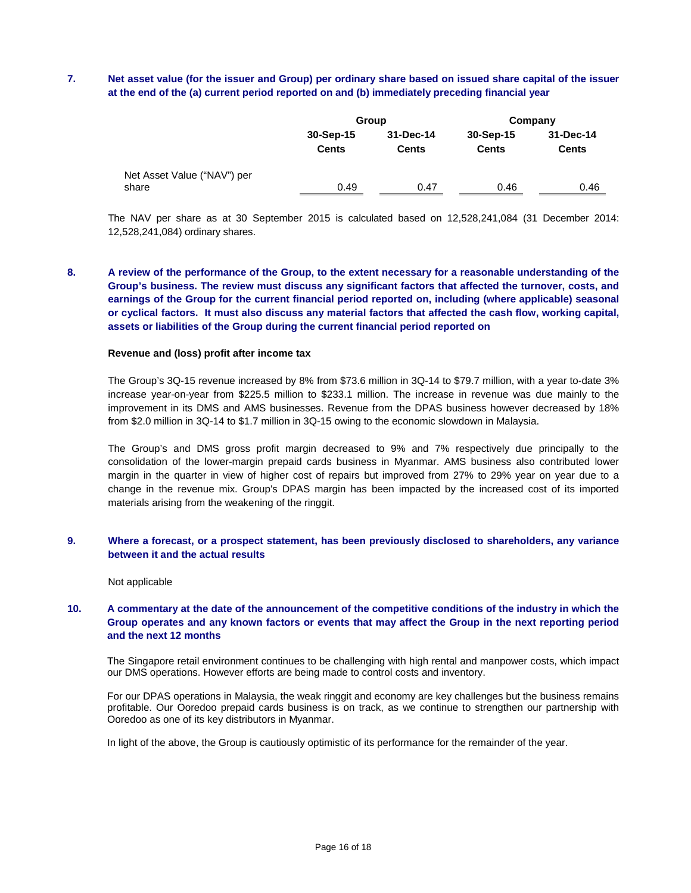**7. Net asset value (for the issuer and Group) per ordinary share based on issued share capital of the issuer at the end of the (a) current period reported on and (b) immediately preceding financial year**

| | Group | | Company | |
|---|---|---|---|---|
| | 30-Sep-15 | 31-Dec-14 | 30-Sep-15 | 31-Dec-14 |
| | Cents | Cents | Cents | Cents |
| Net Asset Value ("NAV") per share | 0.49 | 0.47 | 0.46 | 0.46 |

The NAV per share as at 30 September 2015 is calculated based on 12,528,241,084 (31 December 2014: 12,528,241,084) ordinary shares.

**8. A review of the performance of the Group, to the extent necessary for a reasonable understanding of the Group's business. The review must discuss any significant factors that affected the turnover, costs, and earnings of the Group for the current financial period reported on, including (where applicable) seasonal or cyclical factors. It must also discuss any material factors that affected the cash flow, working capital, assets or liabilities of the Group during the current financial period reported on**

**Revenue and (loss) profit after income tax**

The Group's 3Q-15 revenue increased by 8% from $73.6 million in 3Q-14 to $79.7 million, with a year to-date 3% increase year-on-year from $225.5 million to $233.1 million. The increase in revenue was due mainly to the improvement in its DMS and AMS businesses. Revenue from the DPAS business however decreased by 18% from $2.0 million in 3Q-14 to $1.7 million in 3Q-15 owing to the economic slowdown in Malaysia.

The Group's and DMS gross profit margin decreased to 9% and 7% respectively due principally to the consolidation of the lower-margin prepaid cards business in Myanmar. AMS business also contributed lower margin in the quarter in view of higher cost of repairs but improved from 27% to 29% year on year due to a change in the revenue mix. Group's DPAS margin has been impacted by the increased cost of its imported materials arising from the weakening of the ringgit.

**9. Where a forecast, or a prospect statement, has been previously disclosed to shareholders, any variance between it and the actual results**

Not applicable

**10. A commentary at the date of the announcement of the competitive conditions of the industry in which the Group operates and any known factors or events that may affect the Group in the next reporting period and the next 12 months**

The Singapore retail environment continues to be challenging with high rental and manpower costs, which impact our DMS operations. However efforts are being made to control costs and inventory.

For our DPAS operations in Malaysia, the weak ringgit and economy are key challenges but the business remains profitable. Our Ooredoo prepaid cards business is on track, as we continue to strengthen our partnership with Ooredoo as one of its key distributors in Myanmar.

In light of the above, the Group is cautiously optimistic of its performance for the remainder of the year.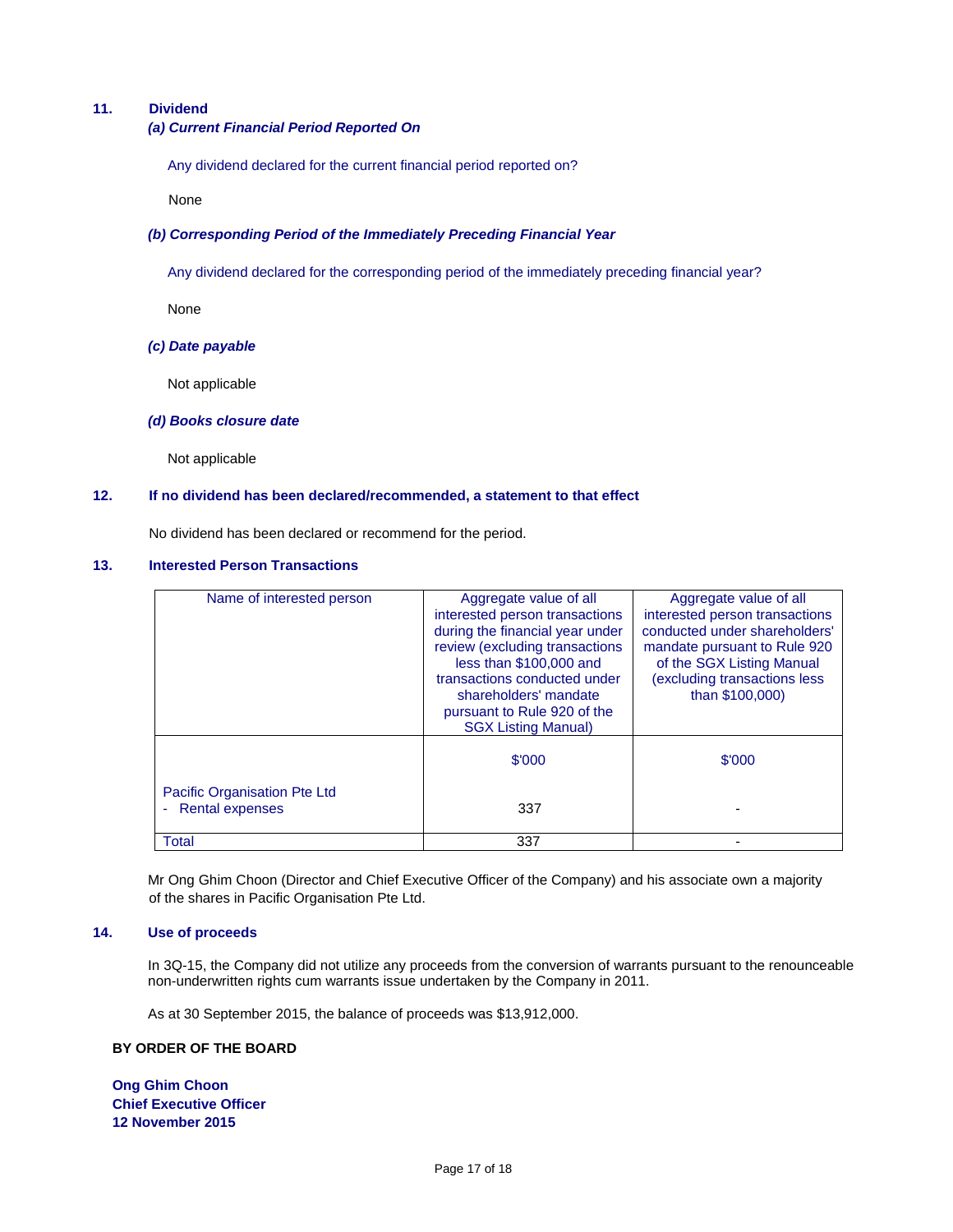## 11. Dividend

### *(a) Current Financial Period Reported On*

Any dividend declared for the current financial period reported on?

None

### *(b) Corresponding Period of the Immediately Preceding Financial Year*

Any dividend declared for the corresponding period of the immediately preceding financial year?

None

### *(c) Date payable*

Not applicable

### *(d) Books closure date*

Not applicable

## 12. If no dividend has been declared/recommended, a statement to that effect

No dividend has been declared or recommend for the period.

## 13. Interested Person Transactions

| Name of interested person | Aggregate value of all interested person transactions during the financial year under review (excluding transactions less than $100,000 and transactions conducted under shareholders' mandate pursuant to Rule 920 of the SGX Listing Manual) | Aggregate value of all interested person transactions conducted under shareholders' mandate pursuant to Rule 920 of the SGX Listing Manual (excluding transactions less than $100,000) |
|---|---|---|
| | $'000 | $'000 |
| Pacific Organisation Pte Ltd<br>- Rental expenses | 337 | - |
| Total | 337 | - |

Mr Ong Ghim Choon (Director and Chief Executive Officer of the Company) and his associate own a majority of the shares in Pacific Organisation Pte Ltd.

## 14. Use of proceeds

In 3Q-15, the Company did not utilize any proceeds from the conversion of warrants pursuant to the renounceable non-underwritten rights cum warrants issue undertaken by the Company in 2011.

As at 30 September 2015, the balance of proceeds was $13,912,000.

**BY ORDER OF THE BOARD**

**Ong Ghim Choon**
**Chief Executive Officer**
**12 November 2015**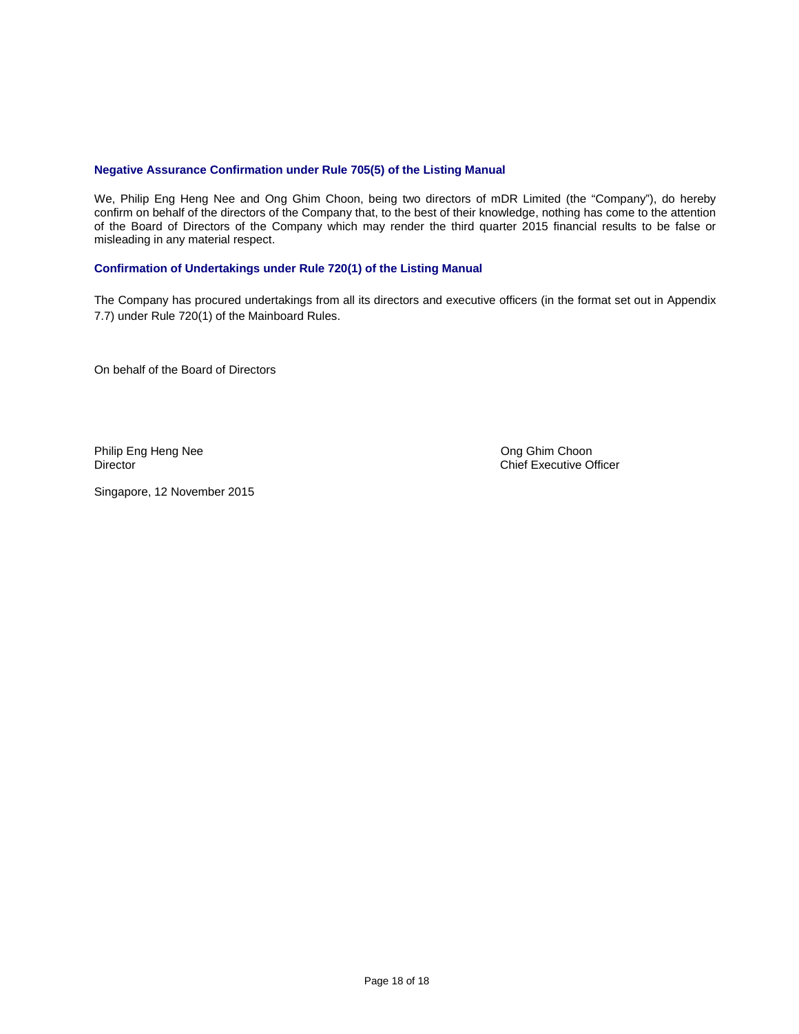### Negative Assurance Confirmation under Rule 705(5) of the Listing Manual

We, Philip Eng Heng Nee and Ong Ghim Choon, being two directors of mDR Limited (the "Company"), do hereby confirm on behalf of the directors of the Company that, to the best of their knowledge, nothing has come to the attention of the Board of Directors of the Company which may render the third quarter 2015 financial results to be false or misleading in any material respect.

### Confirmation of Undertakings under Rule 720(1) of the Listing Manual

The Company has procured undertakings from all its directors and executive officers (in the format set out in Appendix 7.7) under Rule 720(1) of the Mainboard Rules.

On behalf of the Board of Directors

Philip Eng Heng Nee
Director

Ong Ghim Choon
Chief Executive Officer

Singapore, 12 November 2015